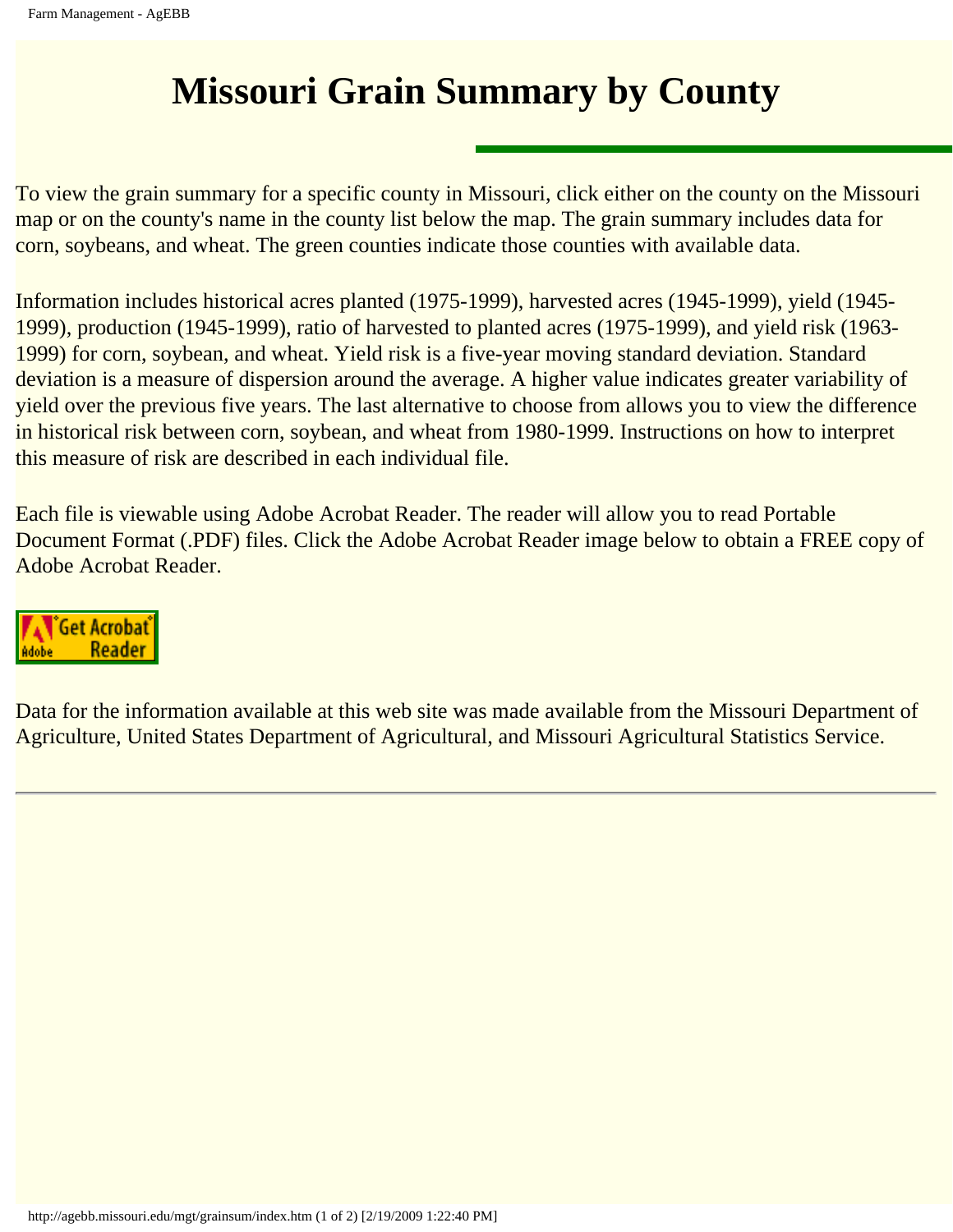# Missouri Grain Summary by County

To view the grain summary for a specific county in Missouri, click either on the county on the Missouri map or on the county's name in the county list below the map. The grain summary includes data for corn, soybeans, and wheat. The green counties indicate those counties with available data.

Information includes historical acres planted (1975-1999), harvested acres (1945-1999), yield (1945-1999), production (1945-1999), ratio of harvested to planted acres (1975-1999), and yield risk (1963-1999) for corn, soybean, and wheat. Yield risk is a five-year moving standard deviation. Standard deviation is a measure of dispersion around the average. A higher value indicates greater variability of yield over the previous five years. The last alternative to choose from allows you to view the difference in historical risk between corn, soybean, and wheat from 1980-1999. Instructions on how to interpret this measure of risk are described in each individual file.

Each file is viewable using Adobe Acrobat Reader. The reader will allow you to read Portable Document Format (.PDF) files. Click the Adobe Acrobat Reader image below to obtain a FREE copy of Adobe Acrobat Reader.

Data for the information available at this web site was made available from the Missouri Department of Agriculture, United States Department of Agricultural, and Missouri Agricultural Statistics Service.

---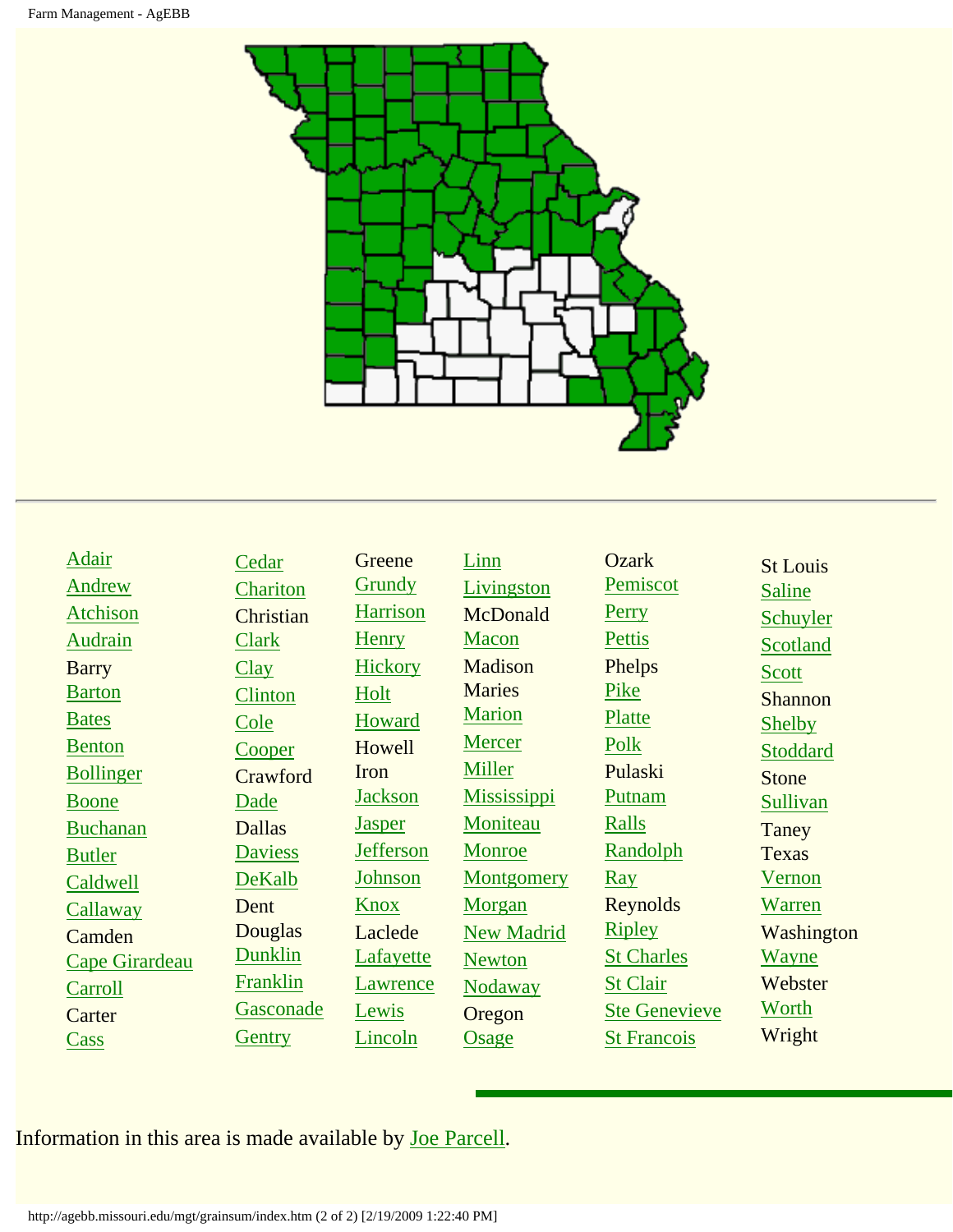Adair
Andrew
Atchison
Audrain
Barry
Barton
Bates
Benton
Bollinger
Boone
Buchanan
Butler
Caldwell
Callaway
Camden
Cape Girardeau
Carroll
Carter
Cass

Cedar
Chariton
Christian
Clark
Clay
Clinton
Cole
Cooper
Crawford
Dade
Dallas
Daviess
DeKalb
Dent
Douglas
Dunklin
Franklin
Gasconade
Gentry

Greene
Grundy
Harrison
Henry
Hickory
Holt
Howard
Howell
Iron
Jackson
Jasper
Jefferson
Johnson
Knox
Laclede
Lafayette
Lawrence
Lewis
Lincoln

Linn
Livingston
McDonald
Macon
Madison
Maries
Marion
Mercer
Miller
Mississippi
Moniteau
Monroe
Montgomery
Morgan
New Madrid
Newton
Nodaway
Oregon
Osage

Ozark
Pemiscot
Perry
Pettis
Phelps
Pike
Platte
Polk
Pulaski
Putnam
Ralls
Randolph
Ray
Reynolds
Ripley
St Charles
St Clair
Ste Genevieve
St Francois

St Louis
Saline
Schuyler
Scotland
Scott
Shannon
Shelby
Stoddard
Stone
Sullivan
Taney
Texas
Vernon
Warren
Washington
Wayne
Webster
Worth
Wright

Information in this area is made available by Joe Parcell.